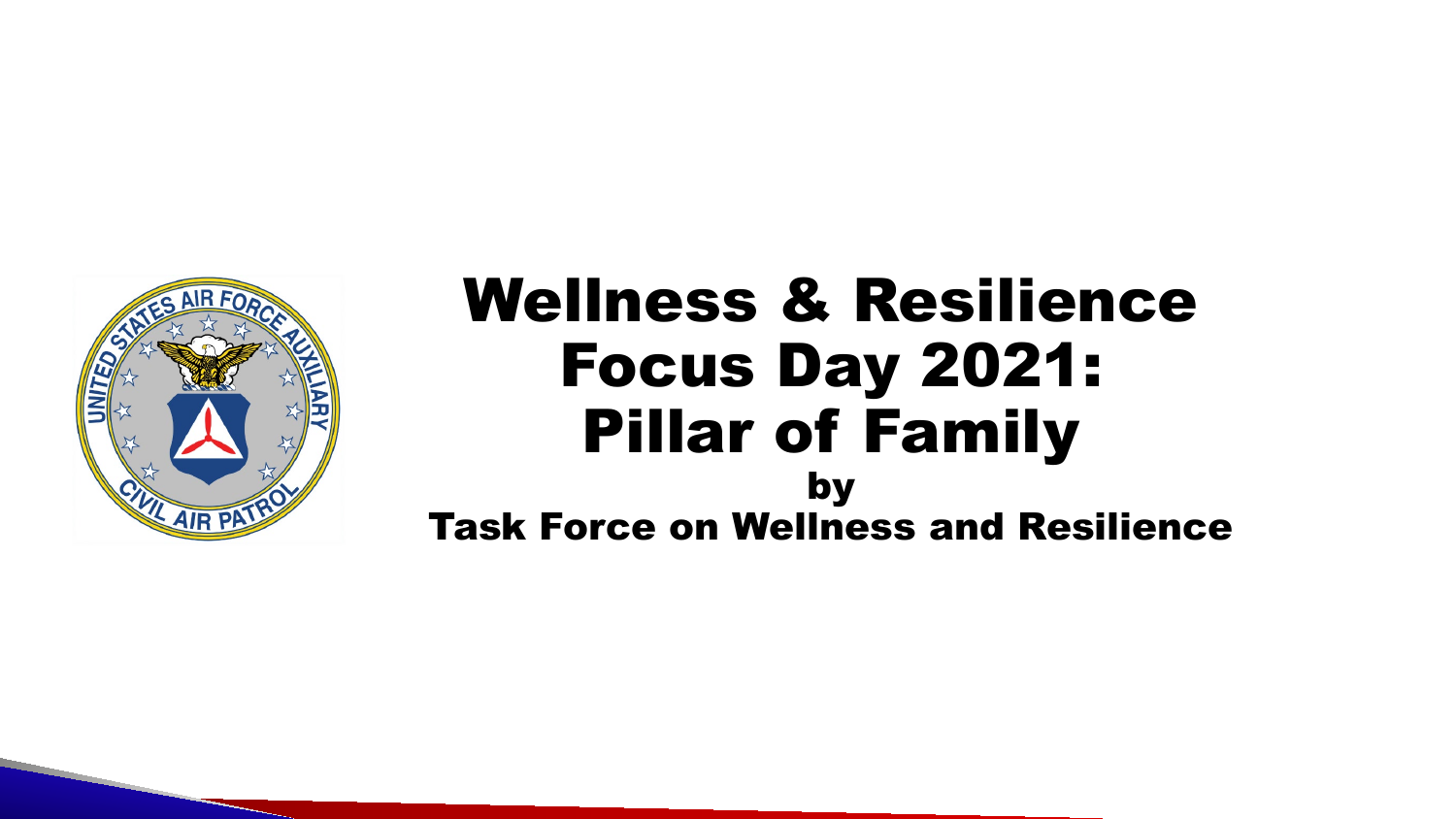# Wellness & Resilience Focus Day 2021: Pillar of Family

by

Task Force on Wellness and Resilience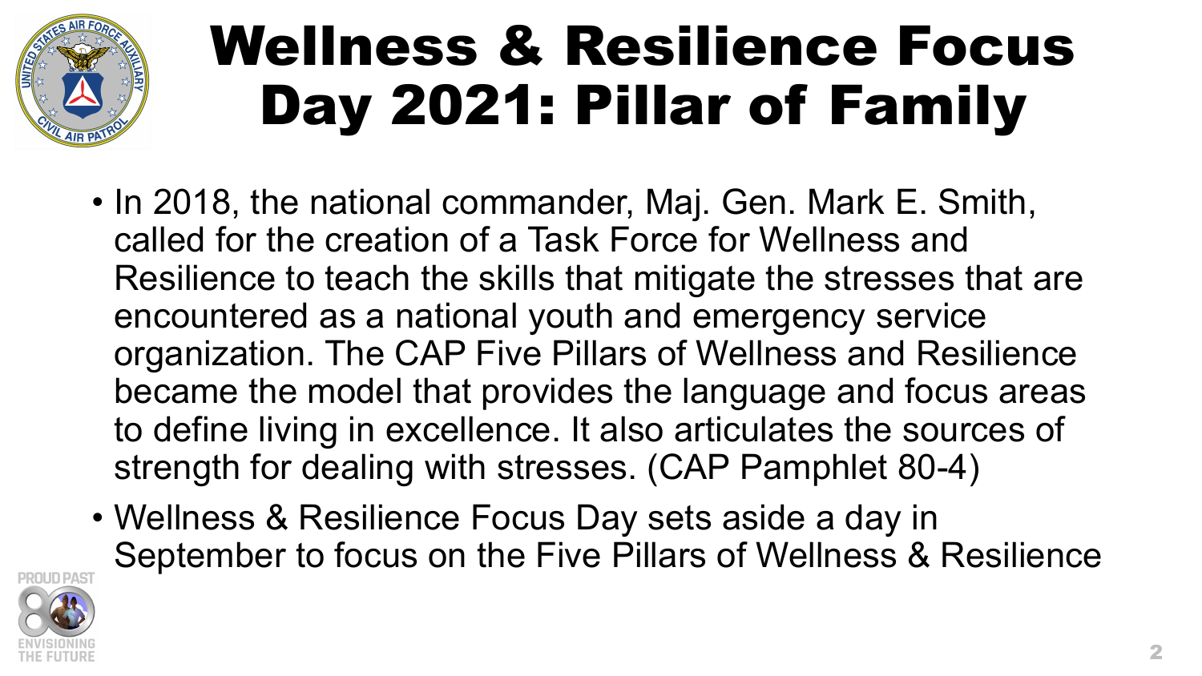# Wellness & Resilience Focus Day 2021: Pillar of Family

- In 2018, the national commander, Maj. Gen. Mark E. Smith, called for the creation of a Task Force for Wellness and Resilience to teach the skills that mitigate the stresses that are encountered as a national youth and emergency service organization. The CAP Five Pillars of Wellness and Resilience became the model that provides the language and focus areas to define living in excellence. It also articulates the sources of strength for dealing with stresses. (CAP Pamphlet 80-4)
- Wellness & Resilience Focus Day sets aside a day in September to focus on the Five Pillars of Wellness & Resilience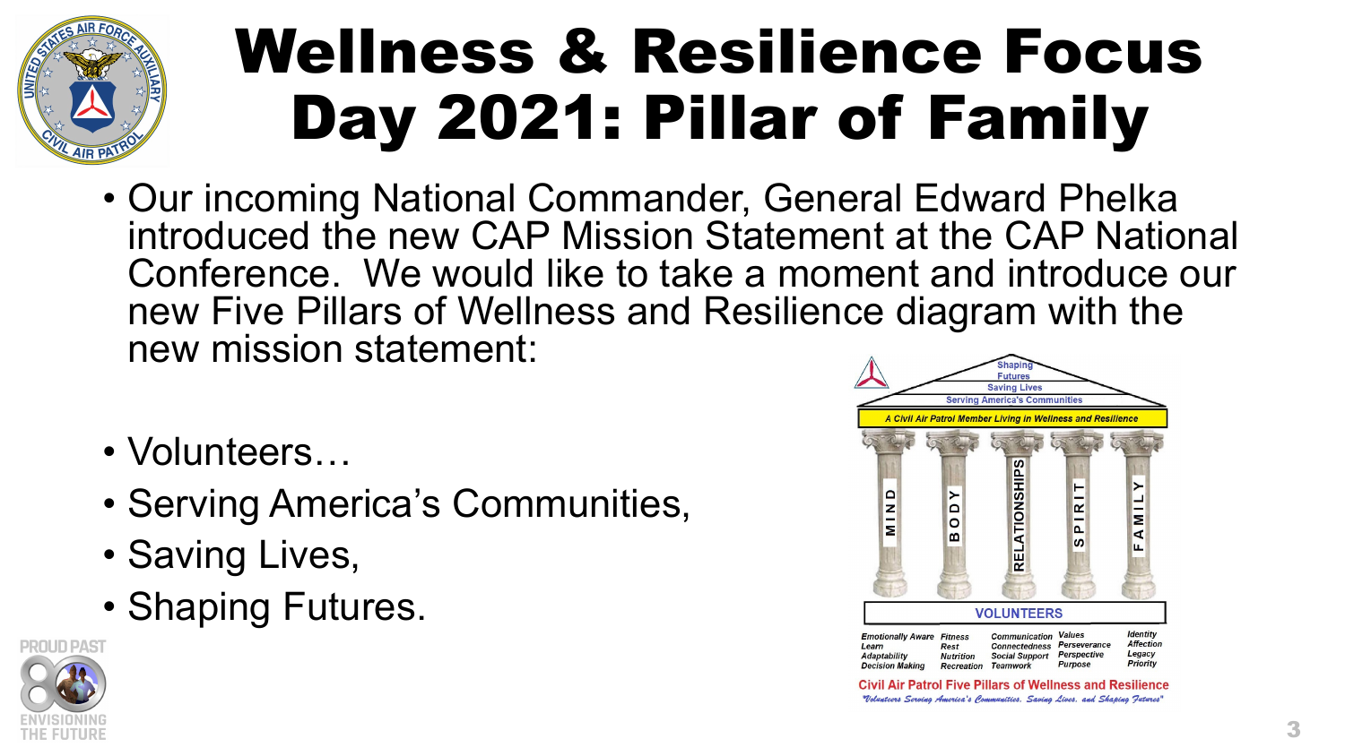# Wellness & Resilience Focus Day 2021: Pillar of Family

- Our incoming National Commander, General Edward Phelka introduced the new CAP Mission Statement at the CAP National Conference. We would like to take a moment and introduce our new Five Pillars of Wellness and Resilience diagram with the new mission statement:

- Volunteers…
- Serving America's Communities,
- Saving Lives,
- Shaping Futures.

Shaping Futures
Saving Lives
Serving America's Communities

*A Civil Air Patrol Member Living in Wellness and Resilience*

MIND | BODY | RELATIONSHIPS | SPIRIT | FAMILY

VOLUNTEERS

| MIND | BODY | RELATIONSHIPS | SPIRIT | FAMILY |
|---|---|---|---|---|
| *Emotionally Aware* | *Fitness* | *Communication* | *Values* | *Identity* |
| *Learn* | *Rest* | *Connectedness* | *Perseverance* | *Affection* |
| *Adaptability* | *Nutrition* | *Social Support* | *Perspective* | *Legacy* |
| *Decision Making* | *Recreation* | *Teamwork* | *Purpose* | *Priority* |

**Civil Air Patrol Five Pillars of Wellness and Resilience**

*"Volunteers Serving America's Communities, Saving Lives, and Shaping Futures"*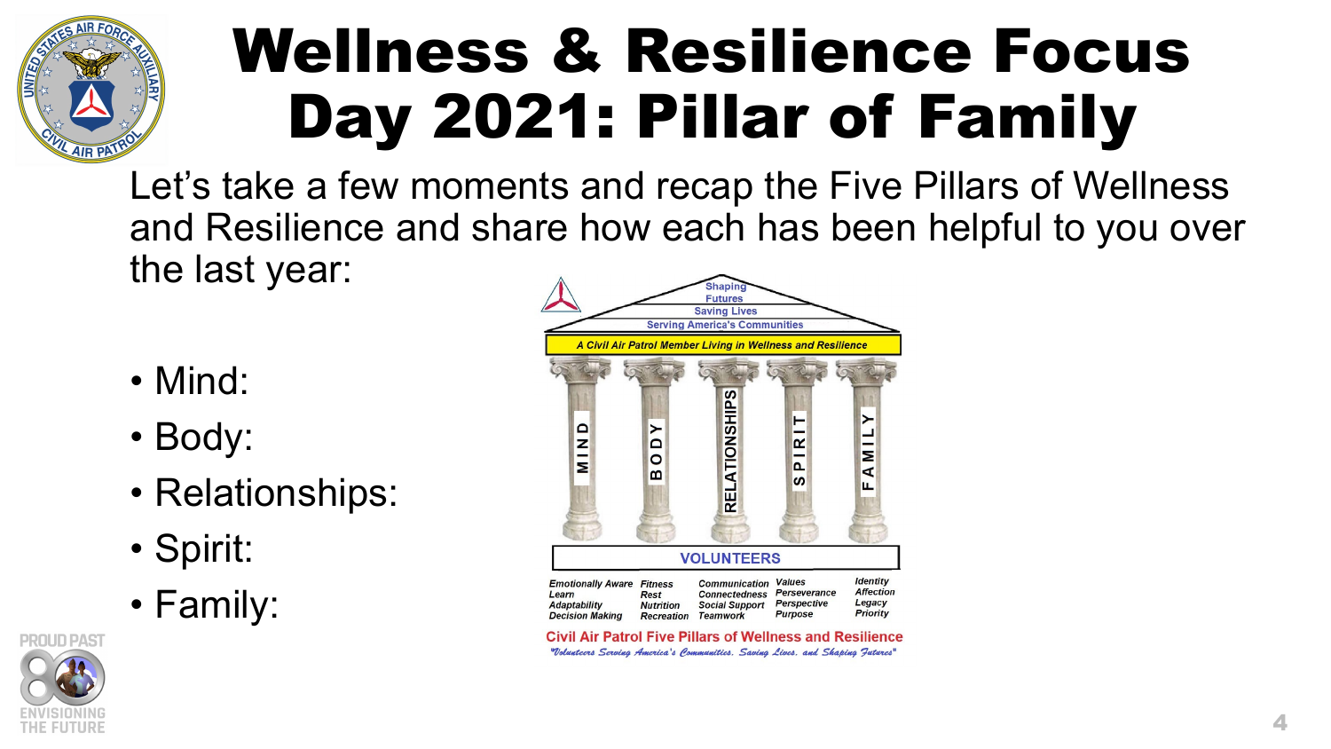# Wellness & Resilience Focus Day 2021: Pillar of Family

Let's take a few moments and recap the Five Pillars of Wellness and Resilience and share how each has been helpful to you over the last year:

- Mind:
- Body:
- Relationships:
- Spirit:
- Family:

Shaping Futures
Saving Lives
Serving America's Communities

*A Civil Air Patrol Member Living in Wellness and Resilience*

| MIND | BODY | RELATIONSHIPS | SPIRIT | FAMILY |
|---|---|---|---|---|

VOLUNTEERS

| | | | | |
|---|---|---|---|---|
| *Emotionally Aware* | *Fitness* | *Communication* | *Values* | *Identity* |
| *Learn* | *Rest* | *Connectedness* | *Perseverance* | *Affection* |
| *Adaptability* | *Nutrition* | *Social Support* | *Perspective* | *Legacy* |
| *Decision Making* | *Recreation* | *Teamwork* | *Purpose* | *Priority* |

Civil Air Patrol Five Pillars of Wellness and Resilience

*"Volunteers Serving America's Communities, Saving Lives, and Shaping Futures"*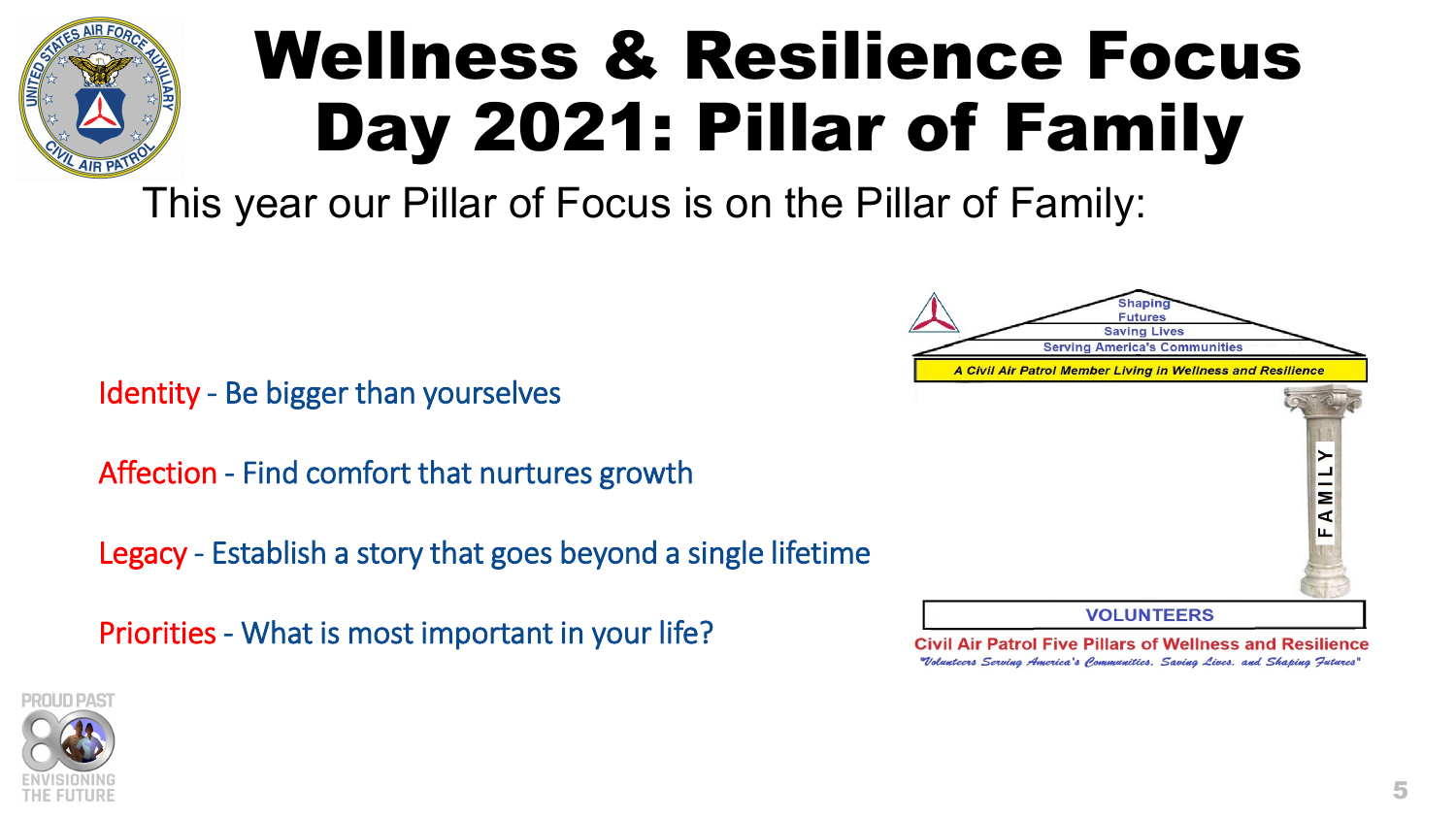# Wellness & Resilience Focus Day 2021: Pillar of Family

This year our Pillar of Focus is on the Pillar of Family:

Identity - Be bigger than yourselves

Affection - Find comfort that nurtures growth

Legacy - Establish a story that goes beyond a single lifetime

Priorities - What is most important in your life?

Shaping Futures
Saving Lives
Serving America's Communities

A Civil Air Patrol Member Living in Wellness and Resilience

FAMILY

VOLUNTEERS

Civil Air Patrol Five Pillars of Wellness and Resilience

*"Volunteers Serving America's Communities, Saving Lives, and Shaping Futures"*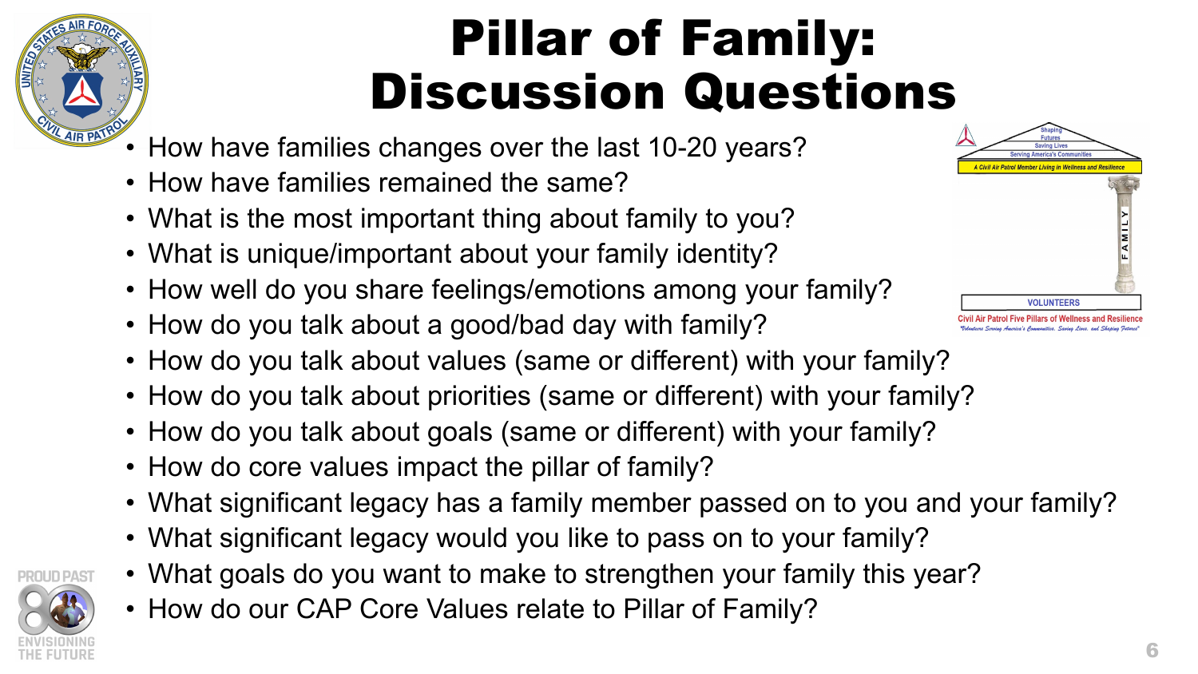# Pillar of Family: Discussion Questions

- How have families changes over the last 10-20 years?
- How have families remained the same?
- What is the most important thing about family to you?
- What is unique/important about your family identity?
- How well do you share feelings/emotions among your family?
- How do you talk about a good/bad day with family?
- How do you talk about values (same or different) with your family?
- How do you talk about priorities (same or different) with your family?
- How do you talk about goals (same or different) with your family?
- How do core values impact the pillar of family?
- What significant legacy has a family member passed on to you and your family?
- What significant legacy would you like to pass on to your family?
- What goals do you want to make to strengthen your family this year?
- How do our CAP Core Values relate to Pillar of Family?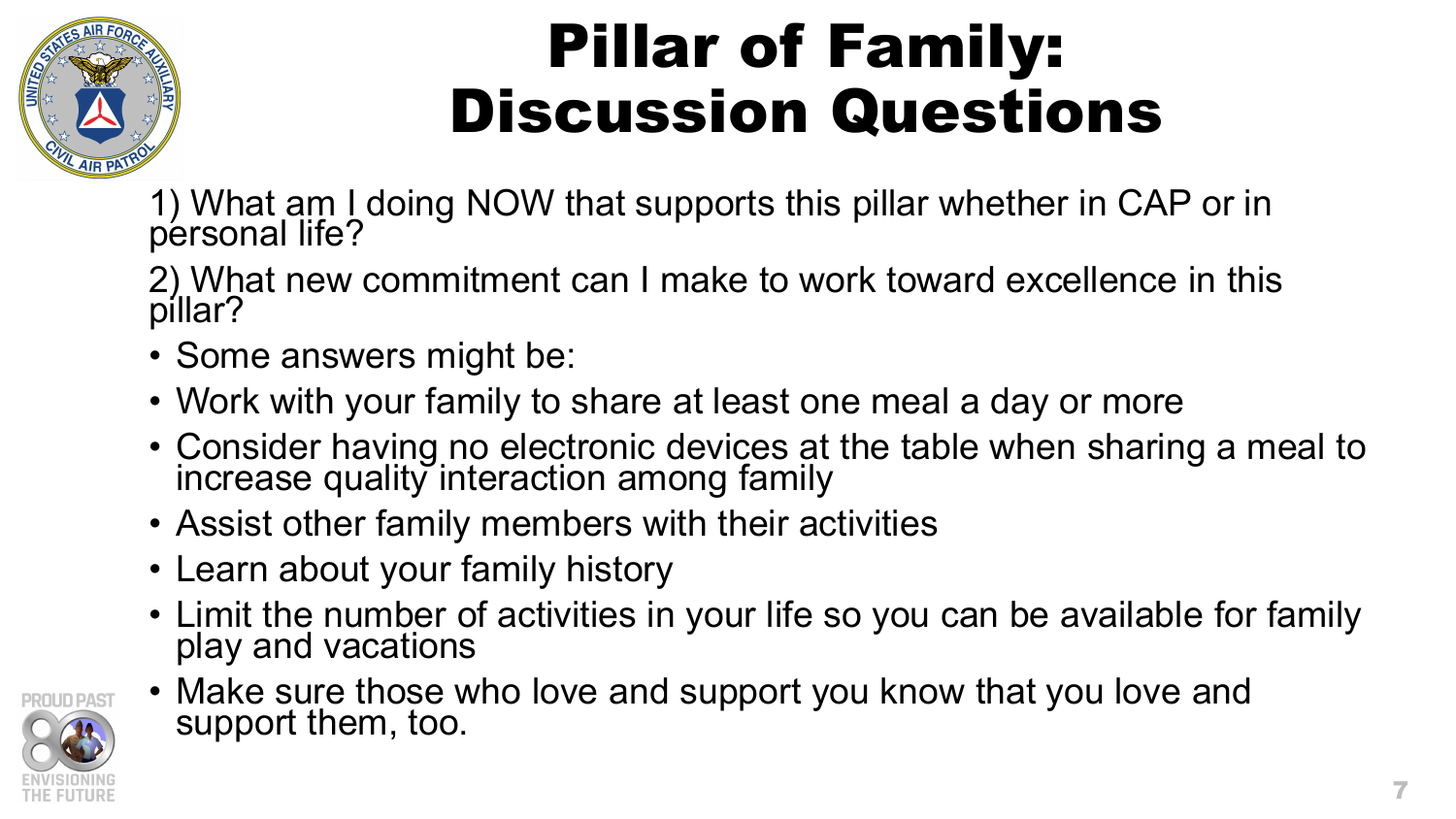# Pillar of Family: Discussion Questions

1) What am I doing NOW that supports this pillar whether in CAP or in personal life?

2) What new commitment can I make to work toward excellence in this pillar?

- Some answers might be:
- Work with your family to share at least one meal a day or more
- Consider having no electronic devices at the table when sharing a meal to increase quality interaction among family
- Assist other family members with their activities
- Learn about your family history
- Limit the number of activities in your life so you can be available for family play and vacations
- Make sure those who love and support you know that you love and support them, too.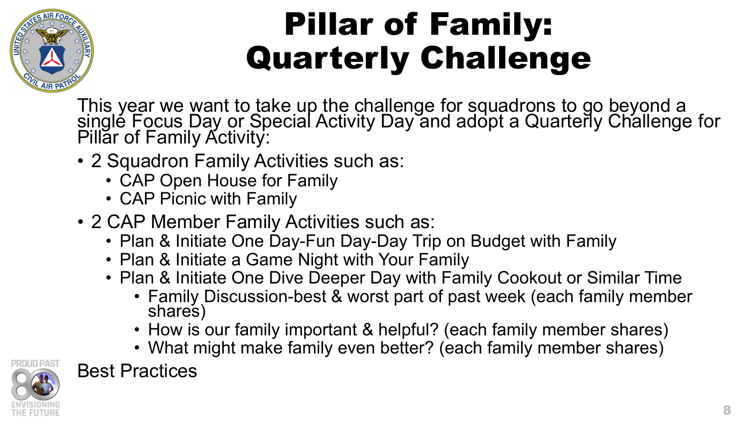# Pillar of Family: Quarterly Challenge

This year we want to take up the challenge for squadrons to go beyond a single Focus Day or Special Activity Day and adopt a Quarterly Challenge for Pillar of Family Activity:

- 2 Squadron Family Activities such as:
  - CAP Open House for Family
  - CAP Picnic with Family
- 2 CAP Member Family Activities such as:
  - Plan & Initiate One Day-Fun Day-Day Trip on Budget with Family
  - Plan & Initiate a Game Night with Your Family
  - Plan & Initiate One Dive Deeper Day with Family Cookout or Similar Time
    - Family Discussion-best & worst part of past week (each family member shares)
    - How is our family important & helpful? (each family member shares)
    - What might make family even better? (each family member shares)

Best Practices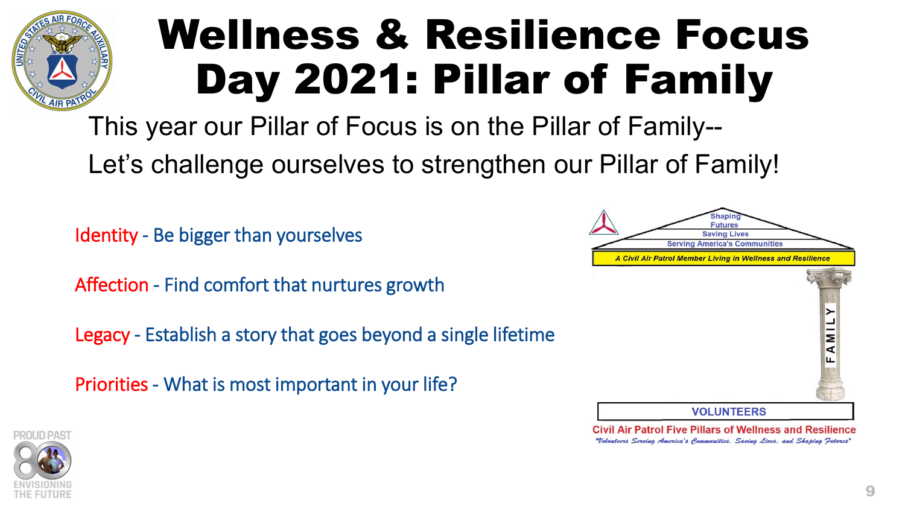# Wellness & Resilience Focus Day 2021: Pillar of Family

This year our Pillar of Focus is on the Pillar of Family--

Let's challenge ourselves to strengthen our Pillar of Family!

Identity - Be bigger than yourselves

Affection - Find comfort that nurtures growth

Legacy - Establish a story that goes beyond a single lifetime

Priorities - What is most important in your life?

Shaping Futures
Saving Lives
Serving America's Communities

*A Civil Air Patrol Member Living in Wellness and Resilience*

FAMILY

VOLUNTEERS

Civil Air Patrol Five Pillars of Wellness and Resilience

*"Volunteers Serving America's Communities, Saving Lives, and Shaping Futures"*

PROUD PAST 80 ENVISIONING THE FUTURE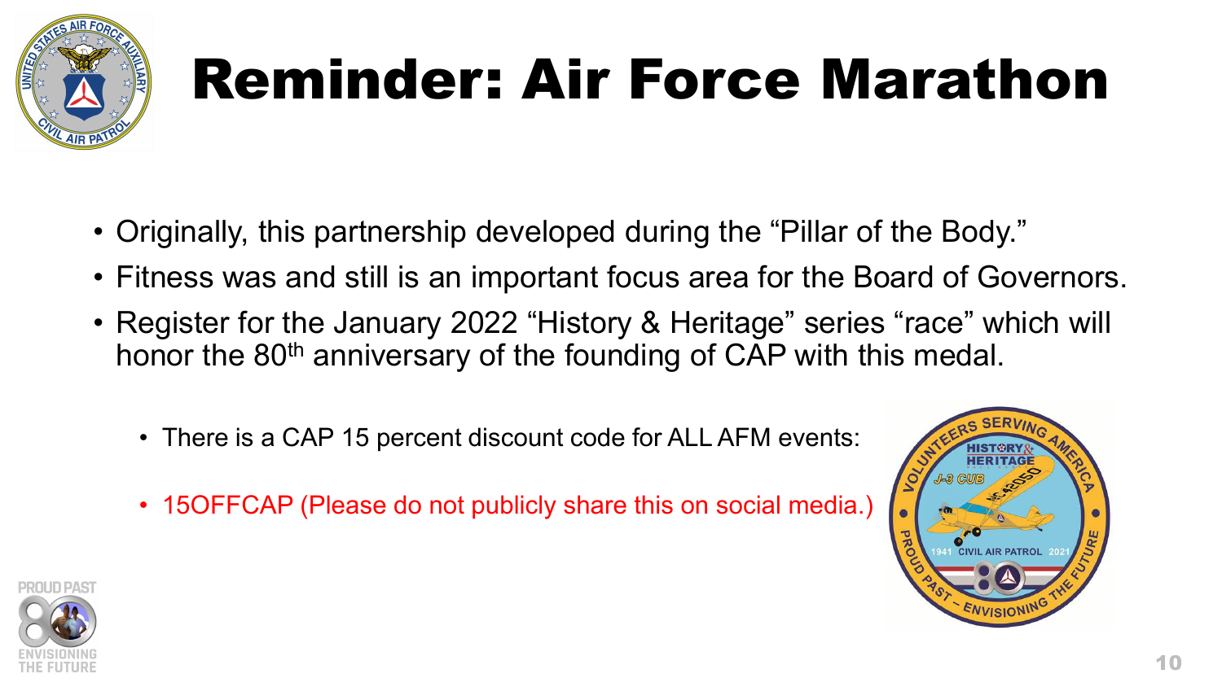# Reminder: Air Force Marathon

- Originally, this partnership developed during the “Pillar of the Body.”
- Fitness was and still is an important focus area for the Board of Governors.
- Register for the January 2022 “History & Heritage” series “race” which will honor the 80th anniversary of the founding of CAP with this medal.
  - There is a CAP 15 percent discount code for ALL AFM events:
  - 15OFFCAP (Please do not publicly share this on social media.)